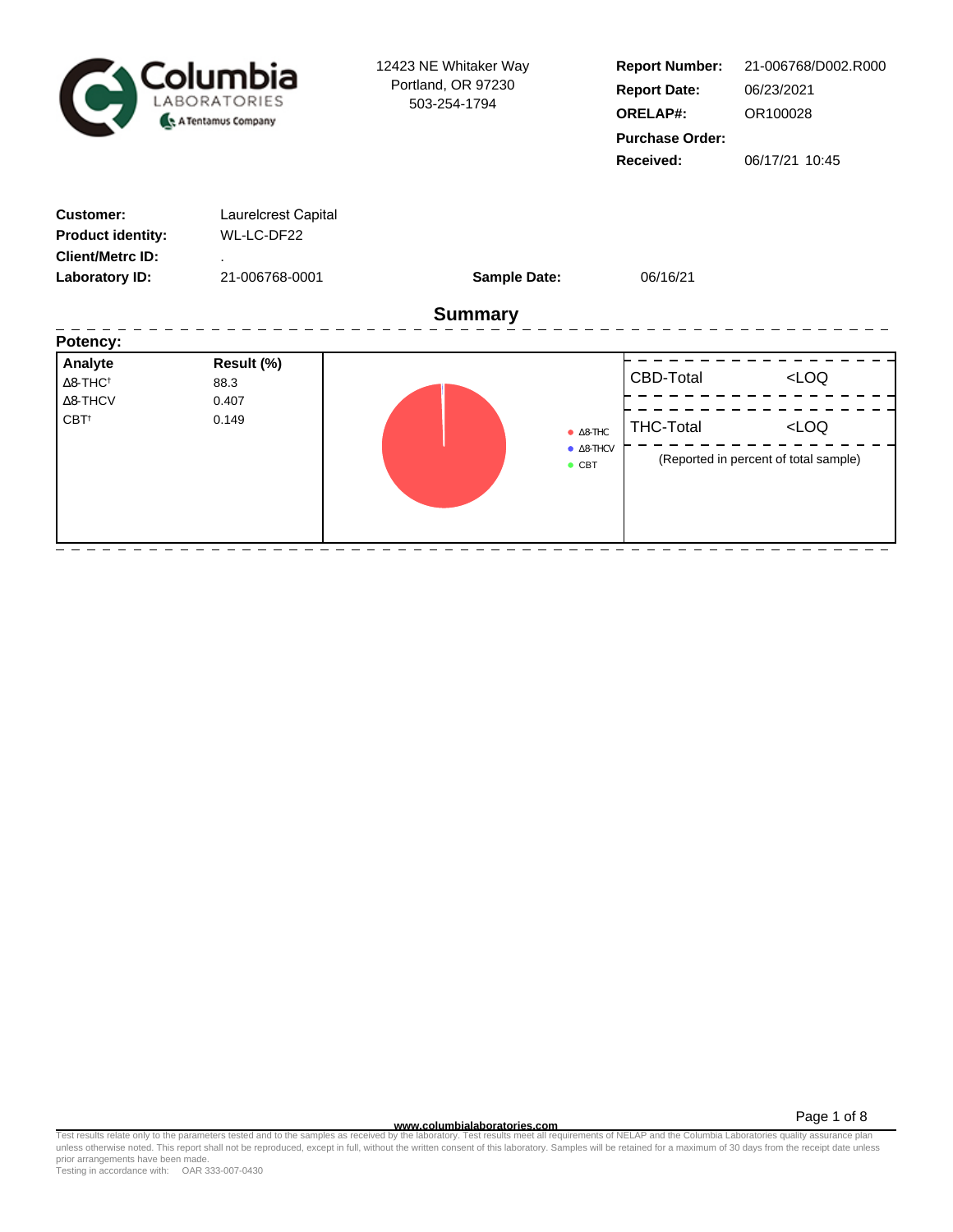Columbia LABORATORIES A Tentamus Company

12423 NE Whitaker Way
Portland, OR 97230
503-254-1794

**Report Number:** 21-006768/D002.R000
**Report Date:** 06/23/2021
**ORELAP#:** OR100028
**Purchase Order:**
**Received:** 06/17/21 10:45

**Customer:** Laurelcrest Capital
**Product identity:** WL-LC-DF22
**Client/Metrc ID:** .
**Laboratory ID:** 21-006768-0001
**Sample Date:** 06/16/21

## Summary

**Potency:**

| Analyte | Result (%) |
|---|---|
| Δ8-THC† | 88.3 |
| Δ8-THCV | 0.407 |
| CBT† | 0.149 |

● Δ8-THC ● Δ8-THCV ● CBT

| | |
|---|---|
| CBD-Total | <LOQ |
| THC-Total | <LOQ |

(Reported in percent of total sample)

www.columbialaboratories.com

Test results relate only to the parameters tested and to the samples as received by the laboratory. Test results meet all requirements of NELAP and the Columbia Laboratories quality assurance plan unless otherwise noted. This report shall not be reproduced, except in full, without the written consent of this laboratory. Samples will be retained for a maximum of 30 days from the receipt date unless prior arrangements have been made.
Testing in accordance with: OAR 333-007-0430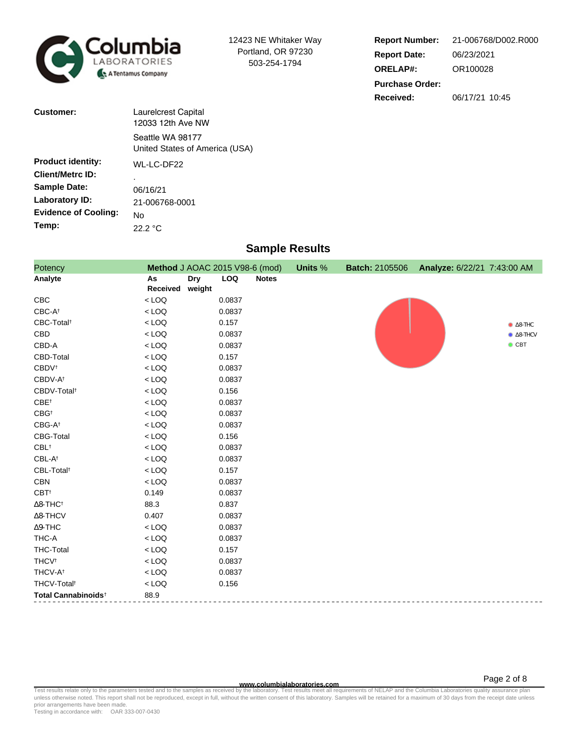Columbia LABORATORIES
A Tentamus Company

12423 NE Whitaker Way
Portland, OR 97230
503-254-1794

**Report Number:** 21-006768/D002.R000
**Report Date:** 06/23/2021
**ORELAP#:** OR100028
**Purchase Order:**
**Received:** 06/17/21 10:45

**Customer:** Laurelcrest Capital
12033 12th Ave NW
Seattle WA 98177
United States of America (USA)

**Product identity:** WL-LC-DF22
**Client/Metrc ID:** .
**Sample Date:** 06/16/21
**Laboratory ID:** 21-006768-0001
**Evidence of Cooling:** No
**Temp:** 22.2 °C

## Sample Results

Potency | **Method** J AOAC 2015 V98-6 (mod) | **Units** % | **Batch:** 2105506 | **Analyze:** 6/22/21 7:43:00 AM

| Analyte | As Received | Dry weight | LOQ | Notes |
|---|---|---|---|---|
| CBC | < LOQ | | 0.0837 | |
| CBC-A† | < LOQ | | 0.0837 | |
| CBC-Total† | < LOQ | | 0.157 | |
| CBD | < LOQ | | 0.0837 | |
| CBD-A | < LOQ | | 0.0837 | |
| CBD-Total | < LOQ | | 0.157 | |
| CBDV† | < LOQ | | 0.0837 | |
| CBDV-A† | < LOQ | | 0.0837 | |
| CBDV-Total† | < LOQ | | 0.156 | |
| CBE† | < LOQ | | 0.0837 | |
| CBG† | < LOQ | | 0.0837 | |
| CBG-A† | < LOQ | | 0.0837 | |
| CBG-Total | < LOQ | | 0.156 | |
| CBL† | < LOQ | | 0.0837 | |
| CBL-A† | < LOQ | | 0.0837 | |
| CBL-Total† | < LOQ | | 0.157 | |
| CBN | < LOQ | | 0.0837 | |
| CBT† | 0.149 | | 0.0837 | |
| Δ8-THC† | 88.3 | | 0.837 | |
| Δ8-THCV | 0.407 | | 0.0837 | |
| Δ9-THC | < LOQ | | 0.0837 | |
| THC-A | < LOQ | | 0.0837 | |
| THC-Total | < LOQ | | 0.157 | |
| THCV† | < LOQ | | 0.0837 | |
| THCV-A† | < LOQ | | 0.0837 | |
| THCV-Total† | < LOQ | | 0.156 | |
| **Total Cannabinoids†** | 88.9 | | | |

Δ8-THC
Δ8-THCV
CBT

www.columbialaboratories.com

Test results relate only to the parameters tested and to the samples as received by the laboratory. Test results meet all requirements of NELAP and the Columbia Laboratories quality assurance plan unless otherwise noted. This report shall not be reproduced, except in full, without the written consent of this laboratory. Samples will be retained for a maximum of 30 days from the receipt date unless prior arrangements have been made.
Testing in accordance with: OAR 333-007-0430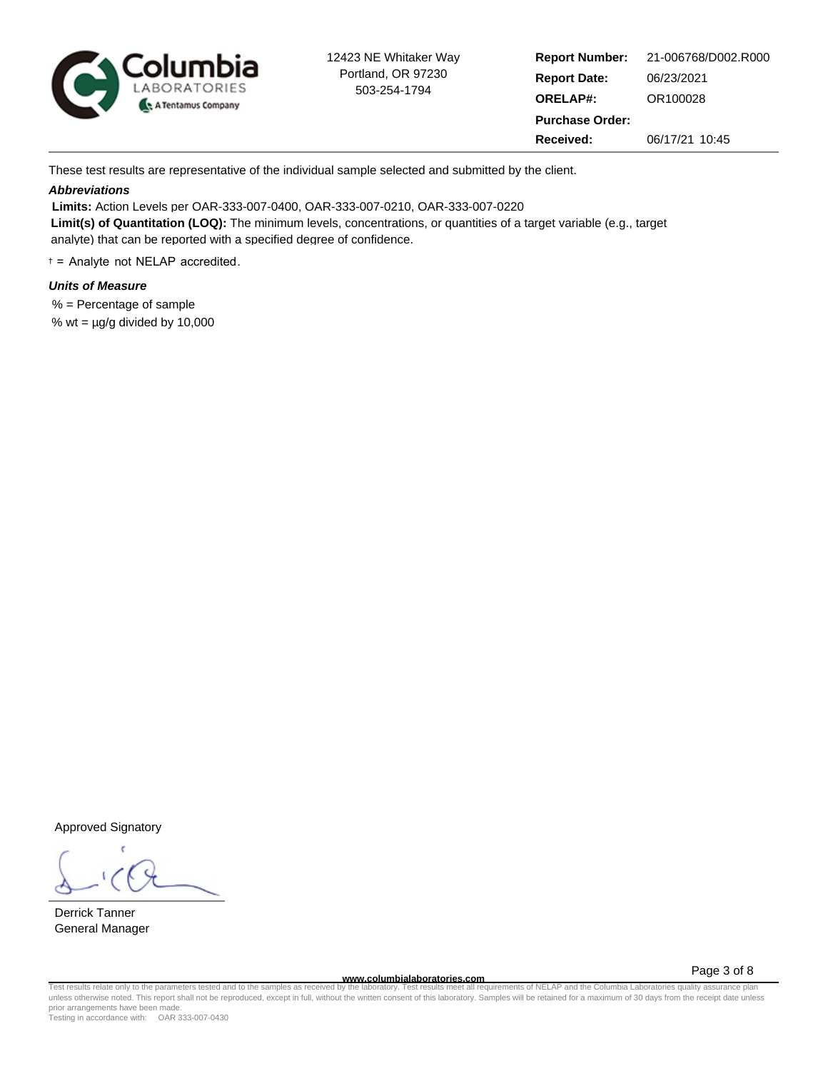Columbia Laboratories
A Tentamus Company

12423 NE Whitaker Way
Portland, OR 97230
503-254-1794

| | |
|---|---|
| **Report Number:** | 21-006768/D002.R000 |
| **Report Date:** | 06/23/2021 |
| **ORELAP#:** | OR100028 |
| **Purchase Order:** | |
| **Received:** | 06/17/21 10:45 |

These test results are representative of the individual sample selected and submitted by the client.

***Abbreviations***

**Limits:** Action Levels per OAR-333-007-0400, OAR-333-007-0210, OAR-333-007-0220

**Limit(s) of Quantitation (LOQ):** The minimum levels, concentrations, or quantities of a target variable (e.g., target analyte) that can be reported with a specified degree of confidence.

† = Analyte not NELAP accredited.

***Units of Measure***

% = Percentage of sample

% wt = µg/g divided by 10,000

Approved Signatory

Derrick Tanner
General Manager

www.columbialaboratories.com

Test results relate only to the parameters tested and to the samples as received by the laboratory. Test results meet all requirements of NELAP and the Columbia Laboratories quality assurance plan unless otherwise noted. This report shall not be reproduced, except in full, without the written consent of this laboratory. Samples will be retained for a maximum of 30 days from the receipt date unless prior arrangements have been made.
Testing in accordance with: OAR 333-007-0430